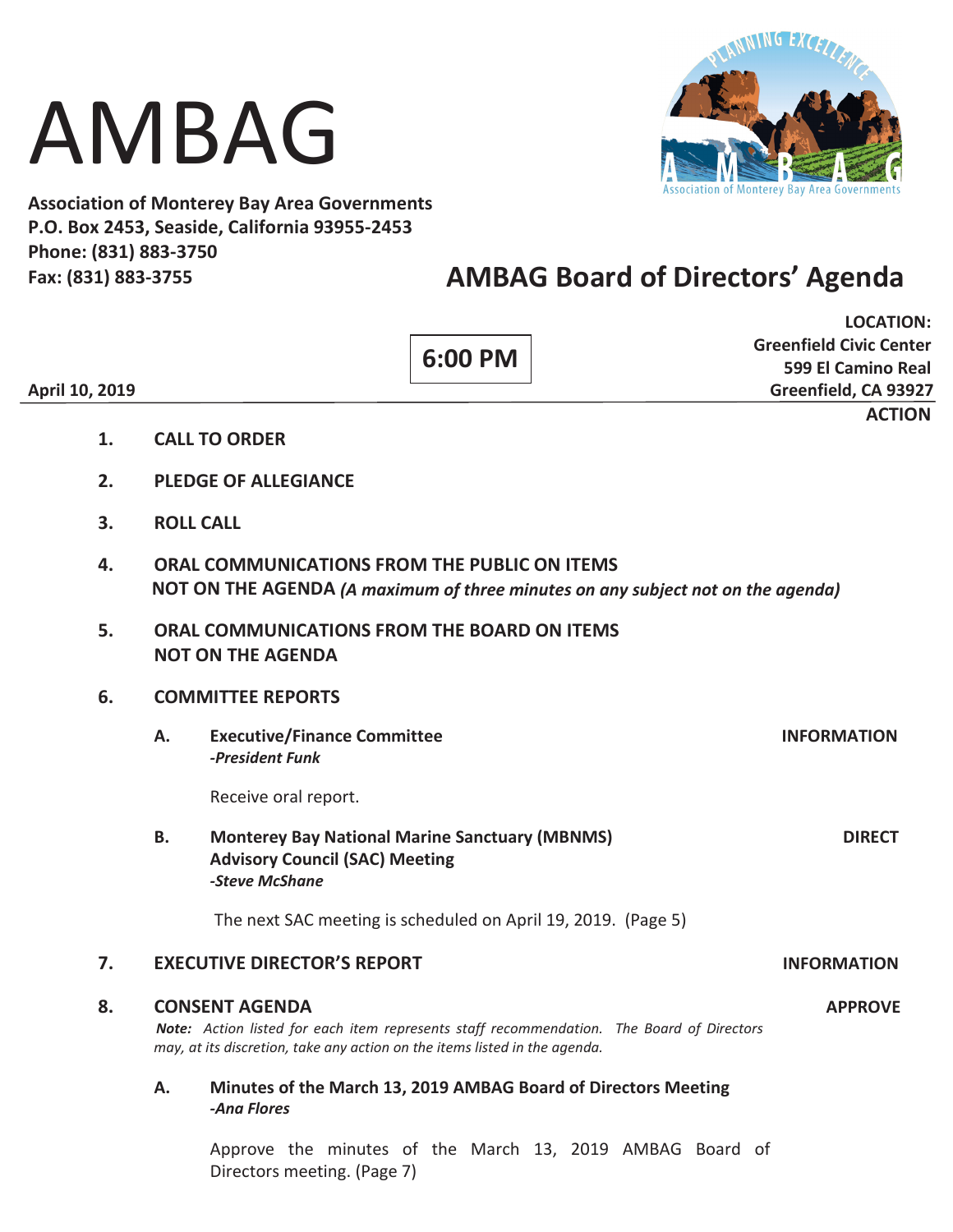# AMBAG

**Association of Monterey Bay Area Governments**
**P.O. Box 2453, Seaside, California 93955-2453**
**Phone: (831) 883-3750**
**Fax: (831) 883-3755**

## AMBAG Board of Directors' Agenda

**April 10, 2019**

**6:00 PM**

**LOCATION:**
**Greenfield Civic Center**
**599 El Camino Real**
**Greenfield, CA 93927**

**ACTION**

1. **CALL TO ORDER**

2. **PLEDGE OF ALLEGIANCE**

3. **ROLL CALL**

4. **ORAL COMMUNICATIONS FROM THE PUBLIC ON ITEMS NOT ON THE AGENDA** ***(A maximum of three minutes on any subject not on the agenda)***

5. **ORAL COMMUNICATIONS FROM THE BOARD ON ITEMS NOT ON THE AGENDA**

6. **COMMITTEE REPORTS**

   A. **Executive/Finance Committee** — **INFORMATION**
   ***-President Funk***

   Receive oral report.

   B. **Monterey Bay National Marine Sanctuary (MBNMS) Advisory Council (SAC) Meeting** — **DIRECT**
   ***-Steve McShane***

   The next SAC meeting is scheduled on April 19, 2019. (Page 5)

7. **EXECUTIVE DIRECTOR'S REPORT** — **INFORMATION**

8. **CONSENT AGENDA** — **APPROVE**

   ***Note:*** *Action listed for each item represents staff recommendation. The Board of Directors may, at its discretion, take any action on the items listed in the agenda.*

   A. **Minutes of the March 13, 2019 AMBAG Board of Directors Meeting**
   ***-Ana Flores***

   Approve the minutes of the March 13, 2019 AMBAG Board of Directors meeting. (Page 7)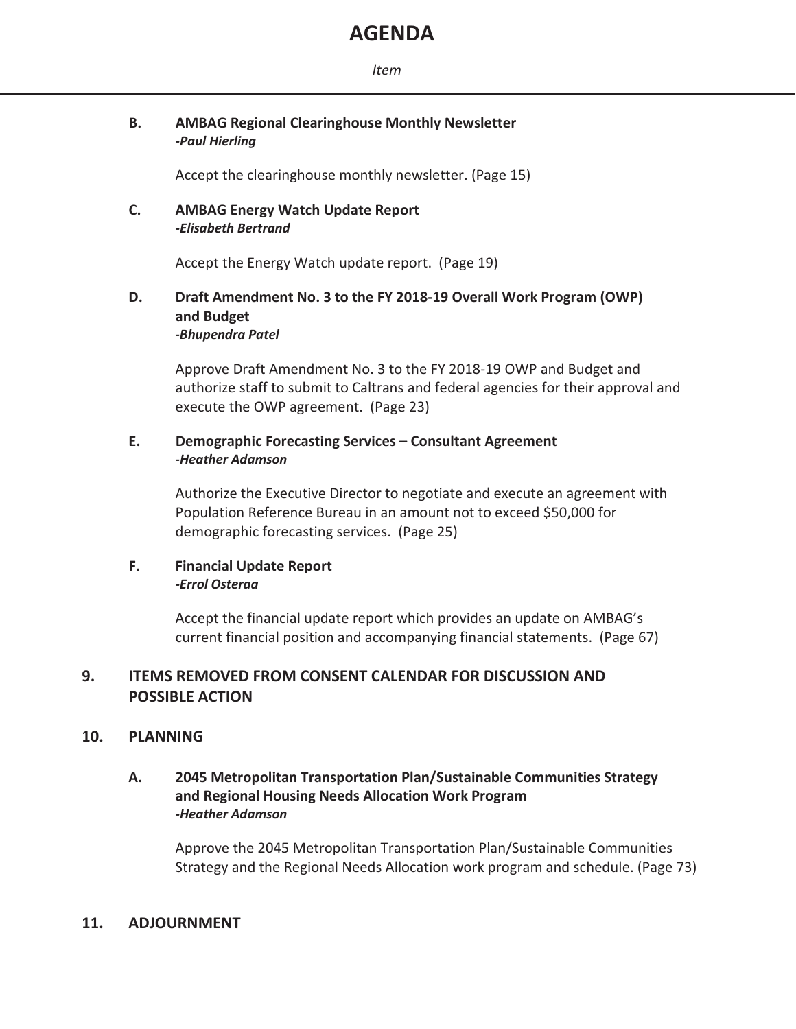# AGENDA

*Item*

**B. AMBAG Regional Clearinghouse Monthly Newsletter**
***-Paul Hierling***

Accept the clearinghouse monthly newsletter. (Page 15)

**C. AMBAG Energy Watch Update Report**
***-Elisabeth Bertrand***

Accept the Energy Watch update report. (Page 19)

**D. Draft Amendment No. 3 to the FY 2018-19 Overall Work Program (OWP) and Budget**
***-Bhupendra Patel***

Approve Draft Amendment No. 3 to the FY 2018-19 OWP and Budget and authorize staff to submit to Caltrans and federal agencies for their approval and execute the OWP agreement. (Page 23)

**E. Demographic Forecasting Services – Consultant Agreement**
***-Heather Adamson***

Authorize the Executive Director to negotiate and execute an agreement with Population Reference Bureau in an amount not to exceed $50,000 for demographic forecasting services. (Page 25)

**F. Financial Update Report**
***-Errol Osteraa***

Accept the financial update report which provides an update on AMBAG's current financial position and accompanying financial statements. (Page 67)

## 9. ITEMS REMOVED FROM CONSENT CALENDAR FOR DISCUSSION AND POSSIBLE ACTION

## 10. PLANNING

**A. 2045 Metropolitan Transportation Plan/Sustainable Communities Strategy and Regional Housing Needs Allocation Work Program**
***-Heather Adamson***

Approve the 2045 Metropolitan Transportation Plan/Sustainable Communities Strategy and the Regional Needs Allocation work program and schedule. (Page 73)

## 11. ADJOURNMENT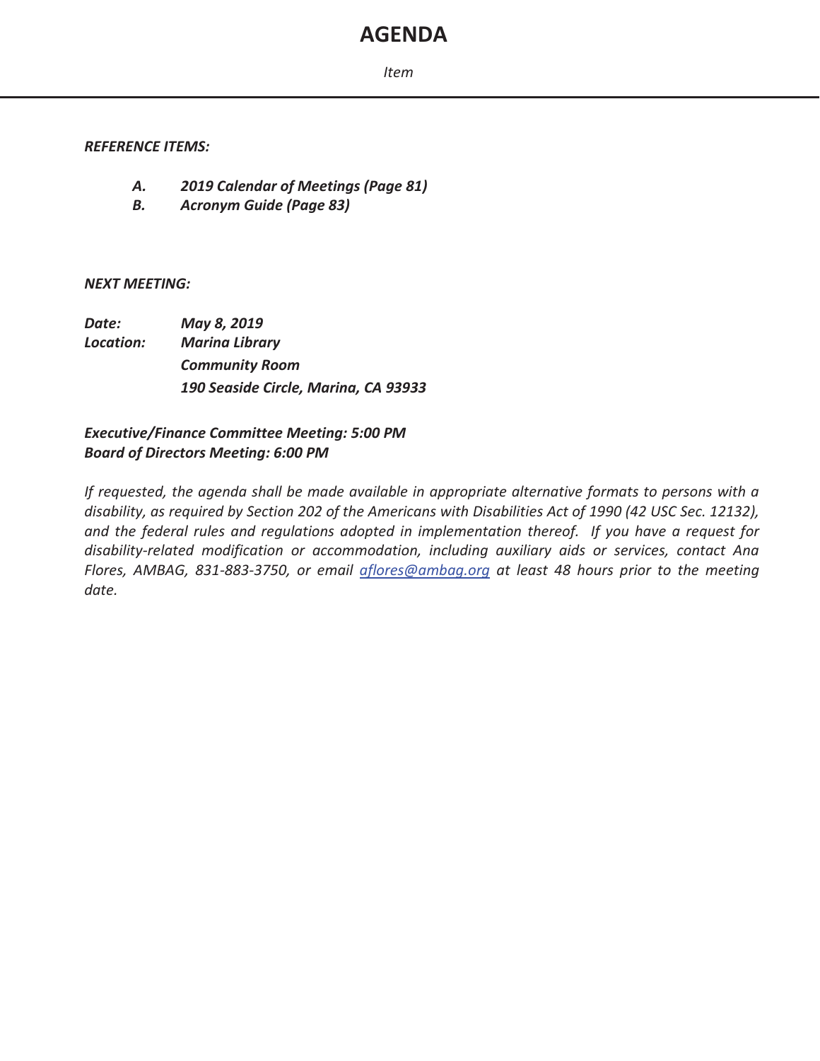# AGENDA

*Item*

***REFERENCE ITEMS:***

***A. 2019 Calendar of Meetings (Page 81)***
***B. Acronym Guide (Page 83)***

***NEXT MEETING:***

***Date:*** ***May 8, 2019***
***Location:*** ***Marina Library***
***Community Room***
***190 Seaside Circle, Marina, CA 93933***

***Executive/Finance Committee Meeting: 5:00 PM***
***Board of Directors Meeting: 6:00 PM***

*If requested, the agenda shall be made available in appropriate alternative formats to persons with a disability, as required by Section 202 of the Americans with Disabilities Act of 1990 (42 USC Sec. 12132), and the federal rules and regulations adopted in implementation thereof. If you have a request for disability-related modification or accommodation, including auxiliary aids or services, contact Ana Flores, AMBAG, 831-883-3750, or email [aflores@ambag.org](mailto:aflores@ambag.org) at least 48 hours prior to the meeting date.*